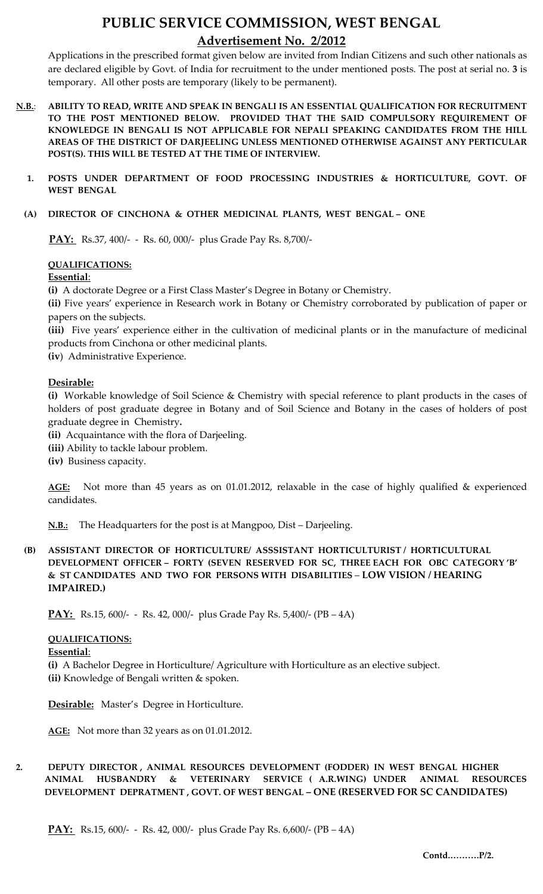# PUBLIC SERVICE COMMISSION, WEST BENGAL

## Advertisement No. 2/2012

Applications in the prescribed format given below are invited from Indian Citizens and such other nationals as are declared eligible by Govt. of India for recruitment to the under mentioned posts. The post at serial no. **3** is temporary. All other posts are temporary (likely to be permanent).

**N.B.: ABILITY TO READ, WRITE AND SPEAK IN BENGALI IS AN ESSENTIAL QUALIFICATION FOR RECRUITMENT TO THE POST MENTIONED BELOW. PROVIDED THAT THE SAID COMPULSORY REQUIREMENT OF KNOWLEDGE IN BENGALI IS NOT APPLICABLE FOR NEPALI SPEAKING CANDIDATES FROM THE HILL AREAS OF THE DISTRICT OF DARJEELING UNLESS MENTIONED OTHERWISE AGAINST ANY PERTICULAR POST(S). THIS WILL BE TESTED AT THE TIME OF INTERVIEW.**

### 1. POSTS UNDER DEPARTMENT OF FOOD PROCESSING INDUSTRIES & HORTICULTURE, GOVT. OF WEST BENGAL

#### (A) DIRECTOR OF CINCHONA & OTHER MEDICINAL PLANTS, WEST BENGAL – ONE

**PAY:** Rs.37, 400/- - Rs. 60, 000/- plus Grade Pay Rs. 8,700/-

**QUALIFICATIONS:**

**Essential**:

**(i)** A doctorate Degree or a First Class Master's Degree in Botany or Chemistry.

**(ii)** Five years' experience in Research work in Botany or Chemistry corroborated by publication of paper or papers on the subjects.

**(iii)** Five years' experience either in the cultivation of medicinal plants or in the manufacture of medicinal products from Cinchona or other medicinal plants.

**(iv)** Administrative Experience.

**Desirable:**

**(i)** Workable knowledge of Soil Science & Chemistry with special reference to plant products in the cases of holders of post graduate degree in Botany and of Soil Science and Botany in the cases of holders of post graduate degree in Chemistry**.**

**(ii)** Acquaintance with the flora of Darjeeling.

**(iii)** Ability to tackle labour problem.

**(iv)** Business capacity.

**AGE:** Not more than 45 years as on 01.01.2012, relaxable in the case of highly qualified & experienced candidates.

**N.B.:** The Headquarters for the post is at Mangpoo, Dist – Darjeeling.

#### (B) ASSISTANT DIRECTOR OF HORTICULTURE/ ASSSISTANT HORTICULTURIST / HORTICULTURAL DEVELOPMENT OFFICER – FORTY (SEVEN RESERVED FOR SC, THREE EACH FOR OBC CATEGORY 'B' & ST CANDIDATES AND TWO FOR PERSONS WITH DISABILITIES – LOW VISION / HEARING IMPAIRED.)

**PAY:** Rs.15, 600/- - Rs. 42, 000/- plus Grade Pay Rs. 5,400/- (PB – 4A)

**QUALIFICATIONS:**

**Essential**:

**(i)** A Bachelor Degree in Horticulture/ Agriculture with Horticulture as an elective subject.

**(ii)** Knowledge of Bengali written & spoken.

**Desirable:** Master's Degree in Horticulture.

**AGE:** Not more than 32 years as on 01.01.2012.

### 2. DEPUTY DIRECTOR , ANIMAL RESOURCES DEVELOPMENT (FODDER) IN WEST BENGAL HIGHER ANIMAL HUSBANDRY & VETERINARY SERVICE ( A.R.WING) UNDER ANIMAL RESOURCES DEVELOPMENT DEPRATMENT , GOVT. OF WEST BENGAL – ONE (RESERVED FOR SC CANDIDATES)

**PAY:** Rs.15, 600/- - Rs. 42, 000/- plus Grade Pay Rs. 6,600/- (PB – 4A)

**Contd……….P/2.**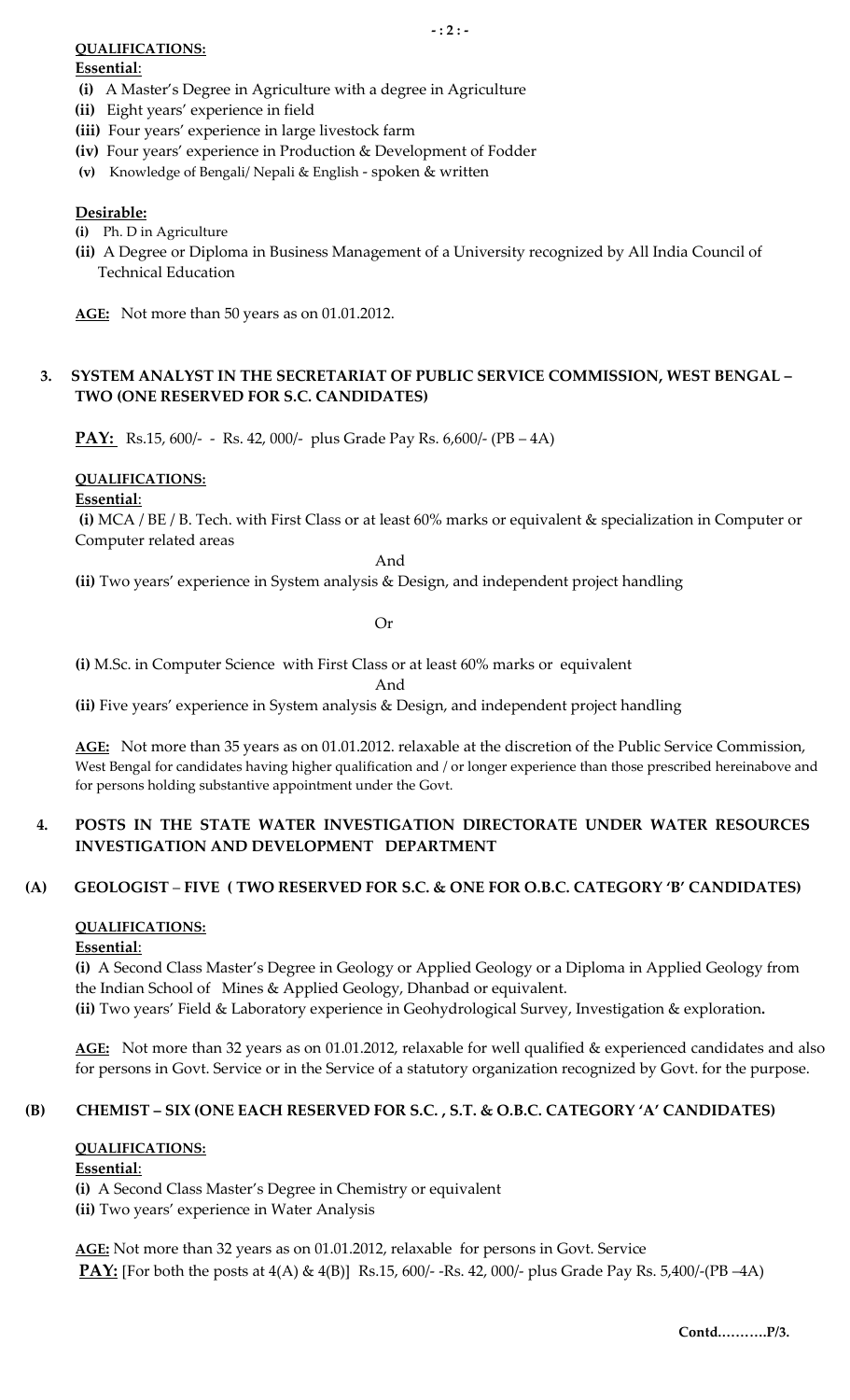**QUALIFICATIONS:**

**Essential**:

**(i)** A Master's Degree in Agriculture with a degree in Agriculture
**(ii)** Eight years' experience in field
**(iii)** Four years' experience in large livestock farm
**(iv)** Four years' experience in Production & Development of Fodder
**(v)** Knowledge of Bengali/ Nepali & English - spoken & written

**Desirable:**

**(i)** Ph. D in Agriculture
**(ii)** A Degree or Diploma in Business Management of a University recognized by All India Council of Technical Education

**AGE:** Not more than 50 years as on 01.01.2012.

**3. SYSTEM ANALYST IN THE SECRETARIAT OF PUBLIC SERVICE COMMISSION, WEST BENGAL – TWO (ONE RESERVED FOR S.C. CANDIDATES)**

**PAY:** Rs.15, 600/- - Rs. 42, 000/- plus Grade Pay Rs. 6,600/- (PB – 4A)

**QUALIFICATIONS:**

**Essential**:

**(i)** MCA / BE / B. Tech. with First Class or at least 60% marks or equivalent & specialization in Computer or Computer related areas

And

**(ii)** Two years' experience in System analysis & Design, and independent project handling

Or

**(i)** M.Sc. in Computer Science with First Class or at least 60% marks or equivalent

And

**(ii)** Five years' experience in System analysis & Design, and independent project handling

**AGE:** Not more than 35 years as on 01.01.2012. relaxable at the discretion of the Public Service Commission, West Bengal for candidates having higher qualification and / or longer experience than those prescribed hereinabove and for persons holding substantive appointment under the Govt.

**4. POSTS IN THE STATE WATER INVESTIGATION DIRECTORATE UNDER WATER RESOURCES INVESTIGATION AND DEVELOPMENT DEPARTMENT**

**(A) GEOLOGIST – FIVE ( TWO RESERVED FOR S.C. & ONE FOR O.B.C. CATEGORY 'B' CANDIDATES)**

**QUALIFICATIONS:**

**Essential**:

**(i)** A Second Class Master's Degree in Geology or Applied Geology or a Diploma in Applied Geology from the Indian School of Mines & Applied Geology, Dhanbad or equivalent.
**(ii)** Two years' Field & Laboratory experience in Geohydrological Survey, Investigation & exploration**.**

**AGE:** Not more than 32 years as on 01.01.2012, relaxable for well qualified & experienced candidates and also for persons in Govt. Service or in the Service of a statutory organization recognized by Govt. for the purpose.

**(B) CHEMIST – SIX (ONE EACH RESERVED FOR S.C. , S.T. & O.B.C. CATEGORY 'A' CANDIDATES)**

**QUALIFICATIONS:**

**Essential**:

**(i)** A Second Class Master's Degree in Chemistry or equivalent
**(ii)** Two years' experience in Water Analysis

**AGE:** Not more than 32 years as on 01.01.2012, relaxable for persons in Govt. Service
**PAY:** [For both the posts at 4(A) & 4(B)] Rs.15, 600/- -Rs. 42, 000/- plus Grade Pay Rs. 5,400/-(PB –4A)

**Contd……….P/3.**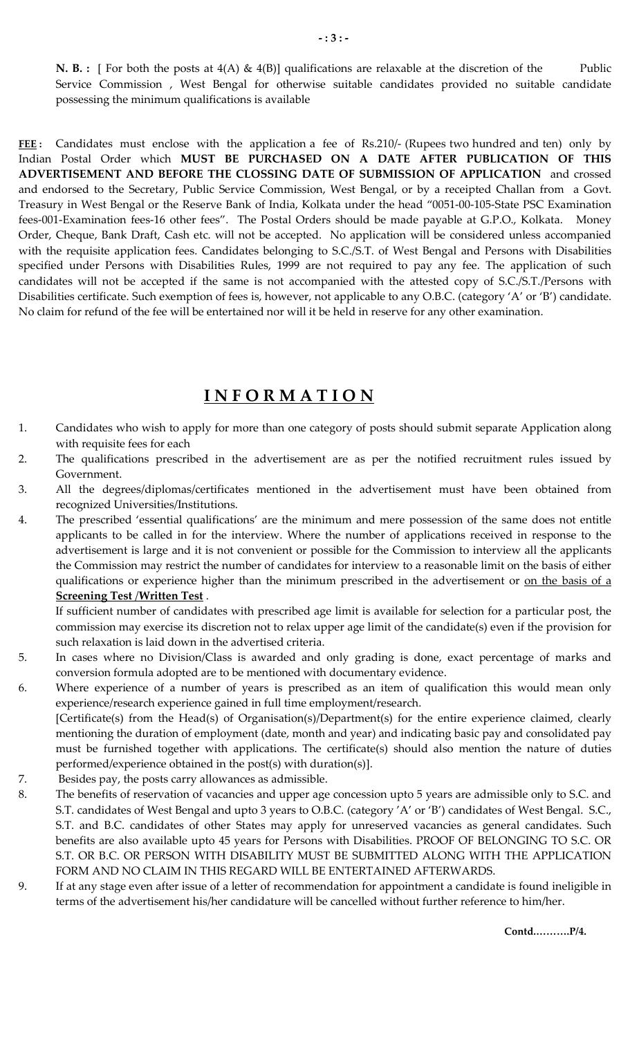**N. B. :** [ For both the posts at 4(A) & 4(B)] qualifications are relaxable at the discretion of the Public Service Commission , West Bengal for otherwise suitable candidates provided no suitable candidate possessing the minimum qualifications is available

**FEE :** Candidates must enclose with the application a fee of Rs.210/- (Rupees two hundred and ten) only by Indian Postal Order which **MUST BE PURCHASED ON A DATE AFTER PUBLICATION OF THIS ADVERTISEMENT AND BEFORE THE CLOSSING DATE OF SUBMISSION OF APPLICATION** and crossed and endorsed to the Secretary, Public Service Commission, West Bengal, or by a receipted Challan from a Govt. Treasury in West Bengal or the Reserve Bank of India, Kolkata under the head "0051-00-105-State PSC Examination fees-001-Examination fees-16 other fees". The Postal Orders should be made payable at G.P.O., Kolkata. Money Order, Cheque, Bank Draft, Cash etc. will not be accepted. No application will be considered unless accompanied with the requisite application fees. Candidates belonging to S.C./S.T. of West Bengal and Persons with Disabilities specified under Persons with Disabilities Rules, 1999 are not required to pay any fee. The application of such candidates will not be accepted if the same is not accompanied with the attested copy of S.C./S.T./Persons with Disabilities certificate. Such exemption of fees is, however, not applicable to any O.B.C. (category 'A' or 'B') candidate. No claim for refund of the fee will be entertained nor will it be held in reserve for any other examination.

# I N F O R M A T I O N

1. Candidates who wish to apply for more than one category of posts should submit separate Application along with requisite fees for each
2. The qualifications prescribed in the advertisement are as per the notified recruitment rules issued by Government.
3. All the degrees/diplomas/certificates mentioned in the advertisement must have been obtained from recognized Universities/Institutions.
4. The prescribed 'essential qualifications' are the minimum and mere possession of the same does not entitle applicants to be called in for the interview. Where the number of applications received in response to the advertisement is large and it is not convenient or possible for the Commission to interview all the applicants the Commission may restrict the number of candidates for interview to a reasonable limit on the basis of either qualifications or experience higher than the minimum prescribed in the advertisement or on the basis of a **Screening Test** /**Written Test** .

   If sufficient number of candidates with prescribed age limit is available for selection for a particular post, the commission may exercise its discretion not to relax upper age limit of the candidate(s) even if the provision for such relaxation is laid down in the advertised criteria.
5. In cases where no Division/Class is awarded and only grading is done, exact percentage of marks and conversion formula adopted are to be mentioned with documentary evidence.
6. Where experience of a number of years is prescribed as an item of qualification this would mean only experience/research experience gained in full time employment/research.

   [Certificate(s) from the Head(s) of Organisation(s)/Department(s) for the entire experience claimed, clearly mentioning the duration of employment (date, month and year) and indicating basic pay and consolidated pay must be furnished together with applications. The certificate(s) should also mention the nature of duties performed/experience obtained in the post(s) with duration(s)].
7. Besides pay, the posts carry allowances as admissible.
8. The benefits of reservation of vacancies and upper age concession upto 5 years are admissible only to S.C. and S.T. candidates of West Bengal and upto 3 years to O.B.C. (category 'A' or 'B') candidates of West Bengal. S.C., S.T. and B.C. candidates of other States may apply for unreserved vacancies as general candidates. Such benefits are also available upto 45 years for Persons with Disabilities. PROOF OF BELONGING TO S.C. OR S.T. OR B.C. OR PERSON WITH DISABILITY MUST BE SUBMITTED ALONG WITH THE APPLICATION FORM AND NO CLAIM IN THIS REGARD WILL BE ENTERTAINED AFTERWARDS.
9. If at any stage even after issue of a letter of recommendation for appointment a candidate is found ineligible in terms of the advertisement his/her candidature will be cancelled without further reference to him/her.

**Contd.……….P/4.**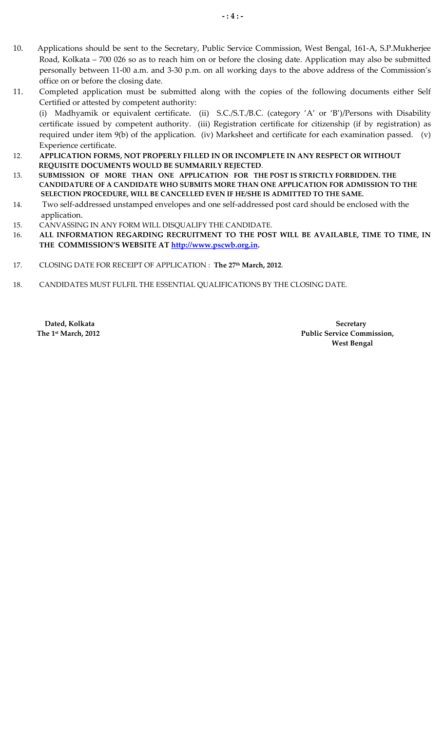10. Applications should be sent to the Secretary, Public Service Commission, West Bengal, 161-A, S.P.Mukherjee Road, Kolkata – 700 026 so as to reach him on or before the closing date. Application may also be submitted personally between 11-00 a.m. and 3-30 p.m. on all working days to the above address of the Commission's office on or before the closing date.
11. Completed application must be submitted along with the copies of the following documents either Self Certified or attested by competent authority:
    (i) Madhyamik or equivalent certificate. (ii) S.C./S.T./B.C. (category 'A' or 'B')/Persons with Disability certificate issued by competent authority. (iii) Registration certificate for citizenship (if by registration) as required under item 9(b) of the application. (iv) Marksheet and certificate for each examination passed. (v) Experience certificate.
12. **APPLICATION FORMS, NOT PROPERLY FILLED IN OR INCOMPLETE IN ANY RESPECT OR WITHOUT REQUISITE DOCUMENTS WOULD BE SUMMARILY REJECTED**.
13. **SUBMISSION OF MORE THAN ONE APPLICATION FOR THE POST IS STRICTLY FORBIDDEN. THE CANDIDATURE OF A CANDIDATE WHO SUBMITS MORE THAN ONE APPLICATION FOR ADMISSION TO THE SELECTION PROCEDURE, WILL BE CANCELLED EVEN IF HE/SHE IS ADMITTED TO THE SAME.**
14. Two self-addressed unstamped envelopes and one self-addressed post card should be enclosed with the application.
15. CANVASSING IN ANY FORM WILL DISQUALIFY THE CANDIDATE.
16. **ALL INFORMATION REGARDING RECRUITMENT TO THE POST WILL BE AVAILABLE, TIME TO TIME, IN THE COMMISSION'S WEBSITE AT http://www.pscwb.org.in.**
17. CLOSING DATE FOR RECEIPT OF APPLICATION : **The 27th March, 2012**.
18. CANDIDATES MUST FULFIL THE ESSENTIAL QUALIFICATIONS BY THE CLOSING DATE.

**Dated, Kolkata**
**The 1st March, 2012**

**Secretary**
**Public Service Commission,**
**West Bengal**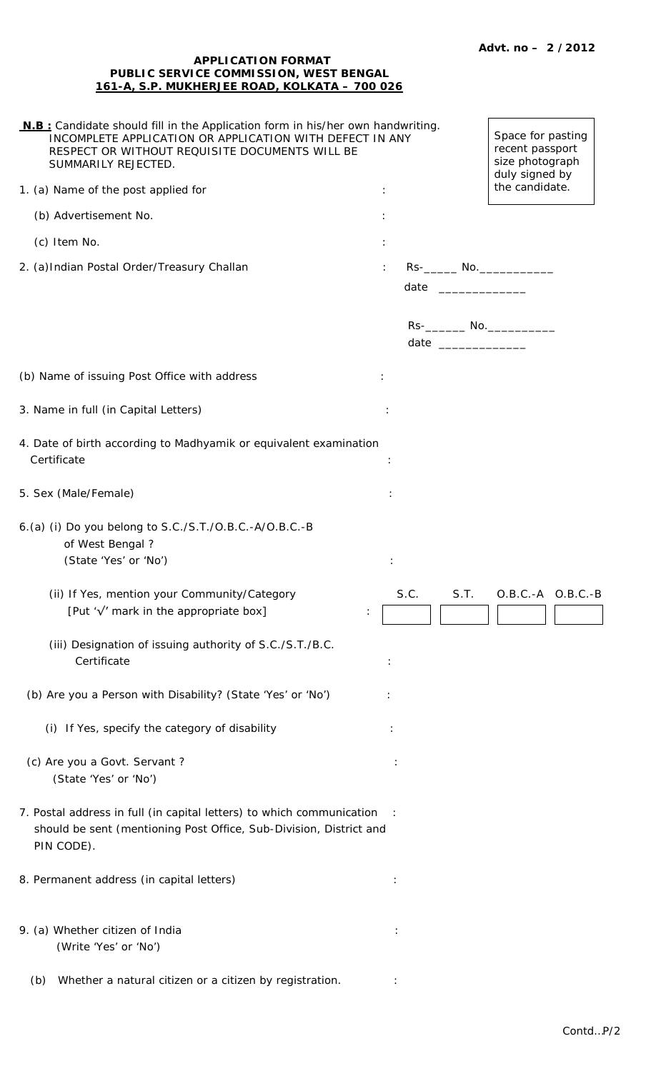**Advt. no – 2 / 2012**

**APPLICATION FORMAT**
**PUBLIC SERVICE COMMISSION, WEST BENGAL**
**161-A, S.P. MUKHERJEE ROAD, KOLKATA – 700 026**

**N.B :** Candidate should fill in the Application form in his/her own handwriting. INCOMPLETE APPLICATION OR APPLICATION WITH DEFECT IN ANY RESPECT OR WITHOUT REQUISITE DOCUMENTS WILL BE SUMMARILY REJECTED.

Space for pasting recent passport size photograph duly signed by the candidate.

1. (a) Name of the post applied for :

   (b) Advertisement No. :

   (c) Item No. :

2. (a)Indian Postal Order/Treasury Challan : Rs-_____ No.___________ date _____________

   Rs-______ No.__________ date _____________

   (b) Name of issuing Post Office with address :

3. Name in full (in Capital Letters) :

4. Date of birth according to Madhyamik or equivalent examination Certificate :

5. Sex (Male/Female) :

6.(a) (i) Do you belong to S.C./S.T./O.B.C.-A/O.B.C.-B of West Bengal ? (State 'Yes' or 'No') :

   (ii) If Yes, mention your Community/Category [Put '√' mark in the appropriate box] :

| S.C. | S.T. | O.B.C.-A | O.B.C.-B |
|---|---|---|---|
| | | | |

   (iii) Designation of issuing authority of S.C./S.T./B.C. Certificate :

   (b) Are you a Person with Disability? (State 'Yes' or 'No') :

   (i) If Yes, specify the category of disability :

   (c) Are you a Govt. Servant ? (State 'Yes' or 'No') :

7. Postal address in full (in capital letters) to which communication should be sent (mentioning Post Office, Sub-Division, District and PIN CODE). :

8. Permanent address (in capital letters) :

9. (a) Whether citizen of India (Write 'Yes' or 'No') :

   (b) Whether a natural citizen or a citizen by registration. :

Contd..P/2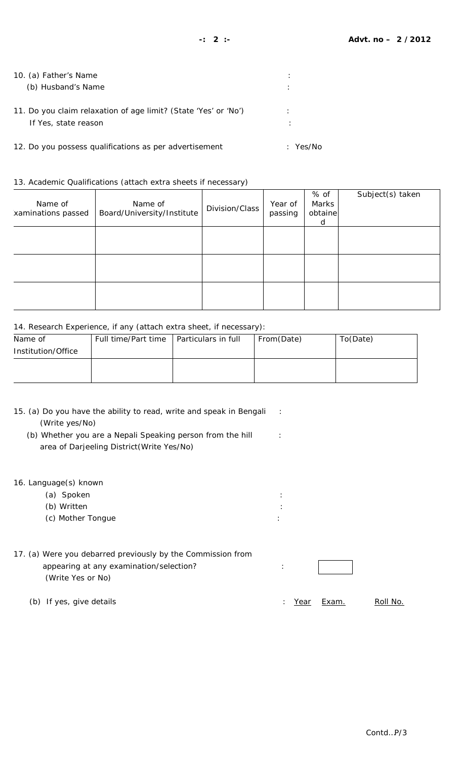10. (a) Father's Name :

(b) Husband's Name :

11. Do you claim relaxation of age limit? (State 'Yes' or 'No') :

If Yes, state reason :

12. Do you possess qualifications as per advertisement : Yes/No

13. Academic Qualifications (attach extra sheets if necessary)

| Name of examinations passed | Name of Board/University/Institute | Division/Class | Year of passing | % of Marks obtained | Subject(s) taken |
|---|---|---|---|---|---|
| | | | | | |
| | | | | | |
| | | | | | |

14. Research Experience, if any (attach extra sheet, if necessary):

| Name of Institution/Office | Full time/Part time | Particulars in full | From(Date) | To(Date) |
|---|---|---|---|---|
| | | | | |

15. (a) Do you have the ability to read, write and speak in Bengali (Write yes/No) :

(b) Whether you are a Nepali Speaking person from the hill area of Darjeeling District(Write Yes/No) :

16. Language(s) known

(a) Spoken :

(b) Written :

(c) Mother Tongue :

17. (a) Were you debarred previously by the Commission from appearing at any examination/selection? (Write Yes or No) :

(b) If yes, give details : Year Exam. Roll No.

Contd..P/3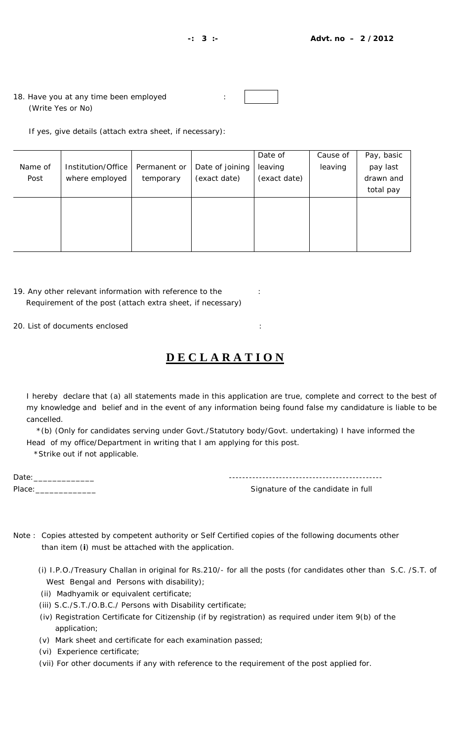18. Have you at any time been employed : 
    (Write Yes or No)

If yes, give details (attach extra sheet, if necessary):

| Name of Post | Institution/Office where employed | Permanent or temporary | Date of joining (exact date) | Date of leaving (exact date) | Cause of leaving | Pay, basic pay last drawn and total pay |
|---|---|---|---|---|---|---|
| | | | | | | |

19. Any other relevant information with reference to the Requirement of the post (attach extra sheet, if necessary) :

20. List of documents enclosed :

## DECLARATION

I hereby declare that (a) all statements made in this application are true, complete and correct to the best of my knowledge and belief and in the event of any information being found false my candidature is liable to be cancelled.

*(b) (Only for candidates serving under Govt./Statutory body/Govt. undertaking) I have informed the Head of my office/Department in writing that I am applying for this post.

*Strike out if not applicable.

Date:_____________

Place:_____________

----------------------------------------------

Signature of the candidate in full

Note : Copies attested by competent authority or Self Certified copies of the following documents other than item (**i**) must be attached with the application.

(i) I.P.O./Treasury Challan in original for Rs.210/- for all the posts (for candidates other than S.C. /S.T. of West Bengal and Persons with disability);

(ii) Madhyamik or equivalent certificate;

(iii) S.C./S.T./O.B.C./ Persons with Disability certificate;

(iv) Registration Certificate for Citizenship (if by registration) as required under item 9(b) of the application;

(v) Mark sheet and certificate for each examination passed;

(vi) Experience certificate;

(vii) For other documents if any with reference to the requirement of the post applied for.